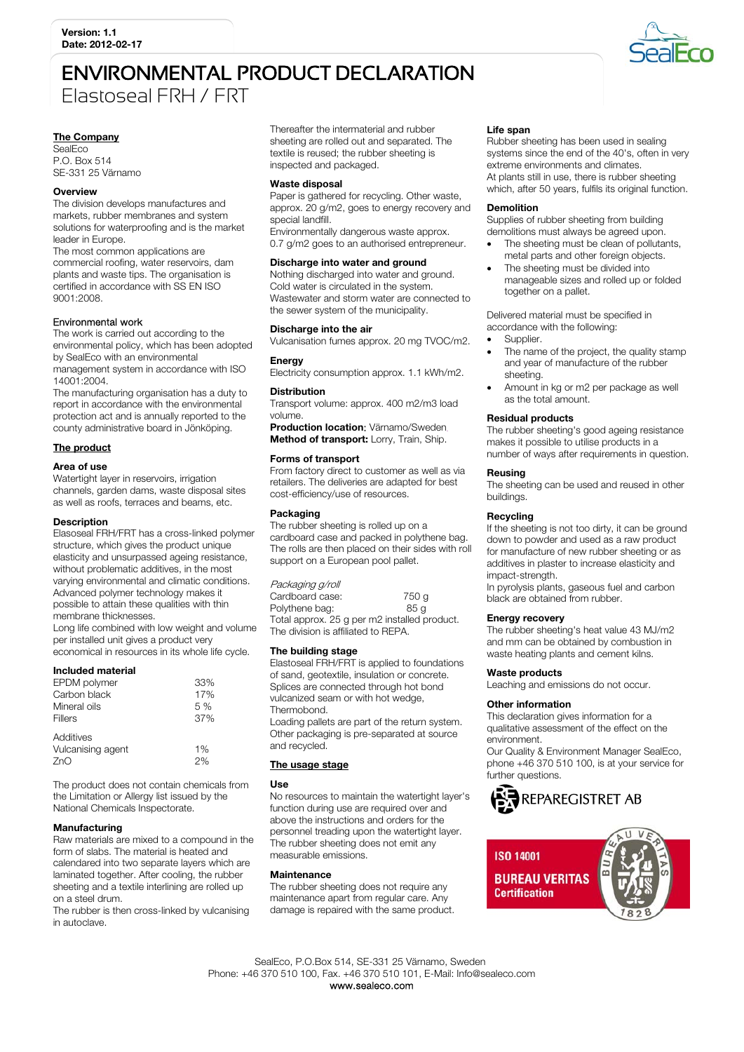Version: 1.1
Date: 2012-02-17

# ENVIRONMENTAL PRODUCT DECLARATION

## Elastoseal FRH / FRT

### The Company

SealEco
P.O. Box 514
SE-331 25 Värnamo

### Overview

The division develops manufactures and markets, rubber membranes and system solutions for waterproofing and is the market leader in Europe.
The most common applications are commercial roofing, water reservoirs, dam plants and waste tips. The organisation is certified in accordance with SS EN ISO 9001:2008.

### Environmental work

The work is carried out according to the environmental policy, which has been adopted by SealEco with an environmental management system in accordance with ISO 14001:2004.
The manufacturing organisation has a duty to report in accordance with the environmental protection act and is annually reported to the county administrative board in Jönköping.

### The product

#### Area of use

Watertight layer in reservoirs, irrigation channels, garden dams, waste disposal sites as well as roofs, terraces and beams, etc.

#### Description

Elasoseal FRH/FRT has a cross-linked polymer structure, which gives the product unique elasticity and unsurpassed ageing resistance, without problematic additives, in the most varying environmental and climatic conditions. Advanced polymer technology makes it possible to attain these qualities with thin membrane thicknesses.
Long life combined with low weight and volume per installed unit gives a product very economical in resources in its whole life cycle.

#### Included material

| | |
|---|---|
| EPDM polymer | 33% |
| Carbon black | 17% |
| Mineral oils | 5 % |
| Fillers | 37% |
| **Additives** | |
| Vulcanising agent | 1% |
| ZnO | 2% |

The product does not contain chemicals from the Limitation or Allergy list issued by the National Chemicals Inspectorate.

#### Manufacturing

Raw materials are mixed to a compound in the form of slabs. The material is heated and calendared into two separate layers which are laminated together. After cooling, the rubber sheeting and a textile interlining are rolled up on a steel drum.
The rubber is then cross-linked by vulcanising in autoclave.
Thereafter the intermaterial and rubber sheeting are rolled out and separated. The textile is reused; the rubber sheeting is inspected and packaged.

#### Waste disposal

Paper is gathered for recycling. Other waste, approx. 20 g/m2, goes to energy recovery and special landfill.
Environmentally dangerous waste approx. 0.7 g/m2 goes to an authorised entrepreneur.

#### Discharge into water and ground

Nothing discharged into water and ground. Cold water is circulated in the system. Wastewater and storm water are connected to the sewer system of the municipality.

#### Discharge into the air

Vulcanisation fumes approx. 20 mg TVOC/m2.

#### Energy

Electricity consumption approx. 1.1 kWh/m2.

#### Distribution

Transport volume: approx. 400 m2/m3 load volume.
**Production location:** Värnamo/Sweden
**Method of transport:** Lorry, Train, Ship.

#### Forms of transport

From factory direct to customer as well as via retailers. The deliveries are adapted for best cost-efficiency/use of resources.

#### Packaging

The rubber sheeting is rolled up on a cardboard case and packed in polythene bag. The rolls are then placed on their sides with roll support on a European pool pallet.

*Packaging g/roll*

| | |
|---|---|
| Cardboard case: | 750 g |
| Polythene bag: | 85 g |

Total approx. 25 g per m2 installed product. The division is affiliated to REPA.

#### The building stage

Elastoseal FRH/FRT is applied to foundations of sand, geotextile, insulation or concrete. Splices are connected through hot bond vulcanized seam or with hot wedge, Thermobond.
Loading pallets are part of the return system. Other packaging is pre-separated at source and recycled.

### The usage stage

#### Use

No resources to maintain the watertight layer's function during use are required over and above the instructions and orders for the personnel treading upon the watertight layer. The rubber sheeting does not emit any measurable emissions.

#### Maintenance

The rubber sheeting does not require any maintenance apart from regular care. Any damage is repaired with the same product.

#### Life span

Rubber sheeting has been used in sealing systems since the end of the 40's, often in very extreme environments and climates.
At plants still in use, there is rubber sheeting which, after 50 years, fulfils its original function.

#### Demolition

Supplies of rubber sheeting from building demolitions must always be agreed upon.

- The sheeting must be clean of pollutants, metal parts and other foreign objects.
- The sheeting must be divided into manageable sizes and rolled up or folded together on a pallet.

Delivered material must be specified in accordance with the following:

- Supplier.
- The name of the project, the quality stamp and year of manufacture of the rubber sheeting.
- Amount in kg or m2 per package as well as the total amount.

#### Residual products

The rubber sheeting's good ageing resistance makes it possible to utilise products in a number of ways after requirements in question.

#### Reusing

The sheeting can be used and reused in other buildings.

#### Recycling

If the sheeting is not too dirty, it can be ground down to powder and used as a raw product for manufacture of new rubber sheeting or as additives in plaster to increase elasticity and impact-strength.
In pyrolysis plants, gaseous fuel and carbon black are obtained from rubber.

#### Energy recovery

The rubber sheeting's heat value 43 MJ/m2 and mm can be obtained by combustion in waste heating plants and cement kilns.

#### Waste products

Leaching and emissions do not occur.

#### Other information

This declaration gives information for a qualitative assessment of the effect on the environment.
Our Quality & Environment Manager SealEco, phone +46 370 510 100, is at your service for further questions.

REPAREGISTRET AB

ISO 14001
BUREAU VERITAS
Certification

SealEco, P.O.Box 514, SE-331 25 Värnamo, Sweden
Phone: +46 370 510 100, Fax. +46 370 510 101, E-Mail: Info@sealeco.com
www.sealeco.com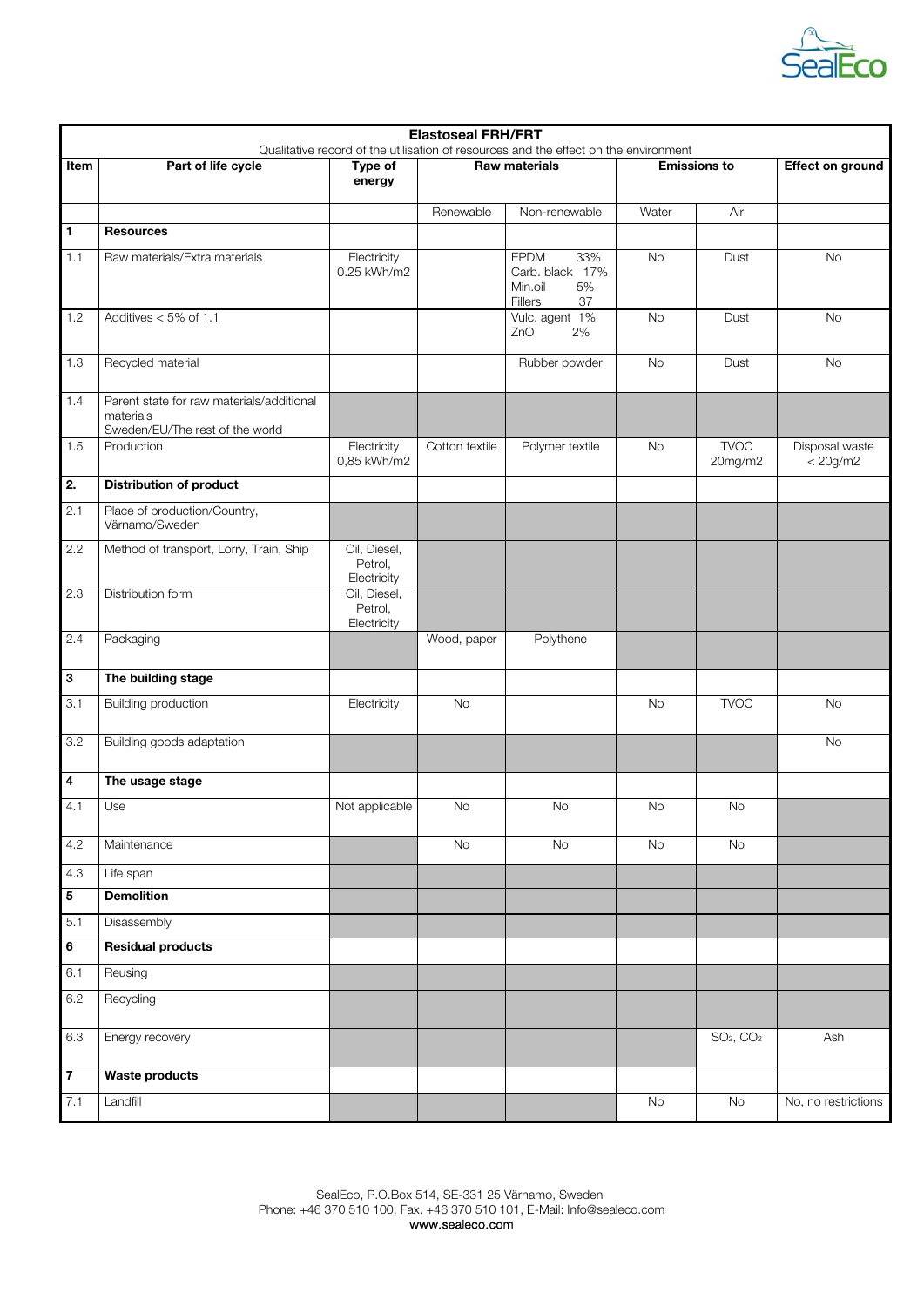## Elastoseal FRH/FRT

Qualitative record of the utilisation of resources and the effect on the environment

| Item | Part of life cycle | Type of energy | Raw materials | | Emissions to | | Effect on ground |
|---|---|---|---|---|---|---|---|
| | | | Renewable | Non-renewable | Water | Air | |
| **1** | **Resources** | | | | | | |
| 1.1 | Raw materials/Extra materials | Electricity 0.25 kWh/m2 | | EPDM 33% Carb. black 17% Min.oil 5% Fillers 37 | No | Dust | No |
| 1.2 | Additives < 5% of 1.1 | | | Vulc. agent 1% ZnO 2% | No | Dust | No |
| 1.3 | Recycled material | | | Rubber powder | No | Dust | No |
| 1.4 | Parent state for raw materials/additional materials Sweden/EU/The rest of the world | | | | | | |
| 1.5 | Production | Electricity 0,85 kWh/m2 | Cotton textile | Polymer textile | No | TVOC 20mg/m2 | Disposal waste < 20g/m2 |
| **2.** | **Distribution of product** | | | | | | |
| 2.1 | Place of production/Country, Värnamo/Sweden | | | | | | |
| 2.2 | Method of transport, Lorry, Train, Ship | Oil, Diesel, Petrol, Electricity | | | | | |
| 2.3 | Distribution form | Oil, Diesel, Petrol, Electricity | | | | | |
| 2.4 | Packaging | | Wood, paper | Polythene | | | |
| **3** | **The building stage** | | | | | | |
| 3.1 | Building production | Electricity | No | | No | TVOC | No |
| 3.2 | Building goods adaptation | | | | | | No |
| **4** | **The usage stage** | | | | | | |
| 4.1 | Use | Not applicable | No | No | No | No | |
| 4.2 | Maintenance | | No | No | No | No | |
| 4.3 | Life span | | | | | | |
| **5** | **Demolition** | | | | | | |
| 5.1 | Disassembly | | | | | | |
| **6** | **Residual products** | | | | | | |
| 6.1 | Reusing | | | | | | |
| 6.2 | Recycling | | | | | | |
| 6.3 | Energy recovery | | | | | $SO_2$, $CO_2$ | Ash |
| **7** | **Waste products** | | | | | | |
| 7.1 | Landfill | | | | No | No | No, no restrictions |

SealEco, P.O.Box 514, SE-331 25 Värnamo, Sweden
Phone: +46 370 510 100, Fax. +46 370 510 101, E-Mail: Info@sealeco.com
www.sealeco.com